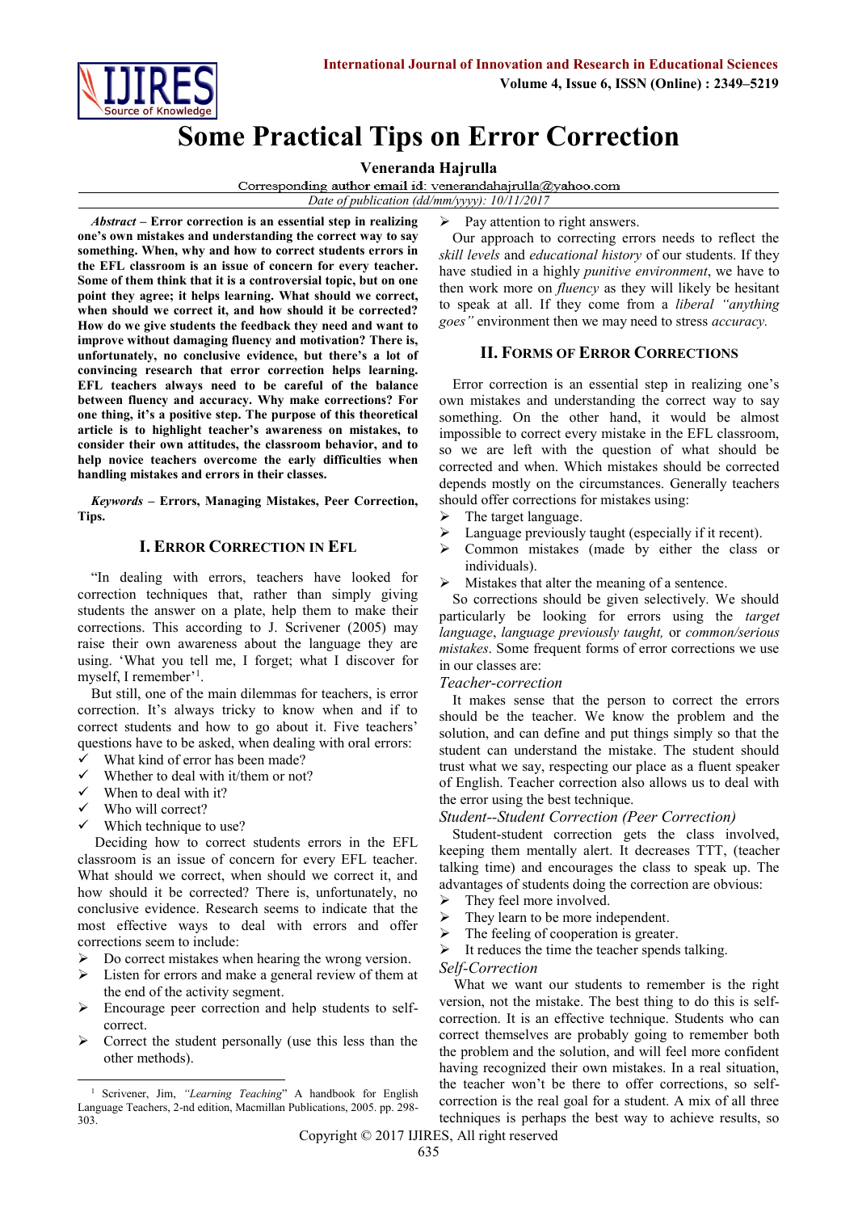# Some Practical Tips on Error Correction

**Veneranda Hajrulla**

Corresponding author email id: venerandahajrulla@yahoo.com

*Date of publication (dd/mm/yyyy): 10/11/2017*

***Abstract* – Error correction is an essential step in realizing one's own mistakes and understanding the correct way to say something. When, why and how to correct students errors in the EFL classroom is an issue of concern for every teacher. Some of them think that it is a controversial topic, but on one point they agree; it helps learning. What should we correct, when should we correct it, and how should it be corrected? How do we give students the feedback they need and want to improve without damaging fluency and motivation? There is, unfortunately, no conclusive evidence, but there's a lot of convincing research that error correction helps learning. EFL teachers always need to be careful of the balance between fluency and accuracy. Why make corrections? For one thing, it's a positive step. The purpose of this theoretical article is to highlight teacher's awareness on mistakes, to consider their own attitudes, the classroom behavior, and to help novice teachers overcome the early difficulties when handling mistakes and errors in their classes.**

***Keywords* – Errors, Managing Mistakes, Peer Correction, Tips.**

## I. Error Correction in EFL

"In dealing with errors, teachers have looked for correction techniques that, rather than simply giving students the answer on a plate, help them to make their corrections. This according to J. Scrivener (2005) may raise their own awareness about the language they are using. 'What you tell me, I forget; what I discover for myself, I remember'[1].

But still, one of the main dilemmas for teachers, is error correction. It's always tricky to know when and if to correct students and how to go about it. Five teachers' questions have to be asked, when dealing with oral errors:

- ✓ What kind of error has been made?
- ✓ Whether to deal with it/them or not?
- ✓ When to deal with it?
- ✓ Who will correct?
- ✓ Which technique to use?

Deciding how to correct students errors in the EFL classroom is an issue of concern for every EFL teacher. What should we correct, when should we correct it, and how should it be corrected? There is, unfortunately, no conclusive evidence. Research seems to indicate that the most effective ways to deal with errors and offer corrections seem to include:

- Do correct mistakes when hearing the wrong version.
- Listen for errors and make a general review of them at the end of the activity segment.
- Encourage peer correction and help students to self-correct.
- Correct the student personally (use this less than the other methods).
- Pay attention to right answers.

Our approach to correcting errors needs to reflect the *skill levels* and *educational history* of our students. If they have studied in a highly *punitive environment*, we have to then work more on *fluency* as they will likely be hesitant to speak at all. If they come from a *liberal "anything goes"* environment then we may need to stress *accuracy.*

## II. Forms of Error Corrections

Error correction is an essential step in realizing one's own mistakes and understanding the correct way to say something. On the other hand, it would be almost impossible to correct every mistake in the EFL classroom, so we are left with the question of what should be corrected and when. Which mistakes should be corrected depends mostly on the circumstances. Generally teachers should offer corrections for mistakes using:

- The target language.
- Language previously taught (especially if it recent).
- Common mistakes (made by either the class or individuals).
- Mistakes that alter the meaning of a sentence.

So corrections should be given selectively. We should particularly be looking for errors using the *target language*, *language previously taught*, or *common/serious mistakes*. Some frequent forms of error corrections we use in our classes are:

*Teacher-correction*

It makes sense that the person to correct the errors should be the teacher. We know the problem and the solution, and can define and put things simply so that the student can understand the mistake. The student should trust what we say, respecting our place as a fluent speaker of English. Teacher correction also allows us to deal with the error using the best technique.

*Student--Student Correction (Peer Correction)*

Student-student correction gets the class involved, keeping them mentally alert. It decreases TTT, (teacher talking time) and encourages the class to speak up. The advantages of students doing the correction are obvious:

- They feel more involved.
- They learn to be more independent.
- The feeling of cooperation is greater.
- It reduces the time the teacher spends talking.

*Self-Correction*

What we want our students to remember is the right version, not the mistake. The best thing to do this is self-correction. It is an effective technique. Students who can correct themselves are probably going to remember both the problem and the solution, and will feel more confident having recognized their own mistakes. In a real situation, the teacher won't be there to offer corrections, so self-correction is the real goal for a student. A mix of all three techniques is perhaps the best way to achieve results, so

---

[1] Scrivener, Jim, *"Learning Teaching"* A handbook for English Language Teachers, 2-nd edition, Macmillan Publications, 2005. pp. 298-303.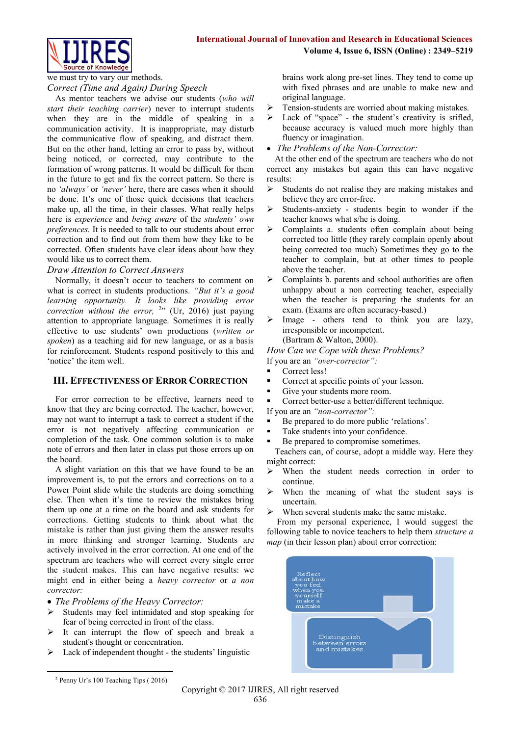we must try to vary our methods.

*Correct (Time and Again) During Speech*

As mentor teachers we advise our students (*who will start their teaching carrier*) never to interrupt students when they are in the middle of speaking in a communication activity. It is inappropriate, may disturb the communicative flow of speaking, and distract them. But on the other hand, letting an error to pass by, without being noticed, or corrected, may contribute to the formation of wrong patterns. It would be difficult for them in the future to get and fix the correct pattern. So there is no *'always'* or *'never'* here, there are cases when it should be done. It's one of those quick decisions that teachers make up, all the time, in their classes. What really helps here is *experience* and *being aware* of the *students' own preferences.* It is needed to talk to our students about error correction and to find out from them how they like to be corrected. Often students have clear ideas about how they would like us to correct them.

*Draw Attention to Correct Answers*

Normally, it doesn't occur to teachers to comment on what is correct in students productions. *"But it's a good learning opportunity. It looks like providing error correction without the error,* [2]" (Ur, 2016) just paying attention to appropriate language. Sometimes it is really effective to use students' own productions (*written or spoken*) as a teaching aid for new language, or as a basis for reinforcement. Students respond positively to this and 'notice' the item well.

## III. Effectiveness of Error Correction

For error correction to be effective, learners need to know that they are being corrected. The teacher, however, may not want to interrupt a task to correct a student if the error is not negatively affecting communication or completion of the task. One common solution is to make note of errors and then later in class put those errors up on the board.

A slight variation on this that we have found to be an improvement is, to put the errors and corrections on to a Power Point slide while the students are doing something else. Then when it's time to review the mistakes bring them up one at a time on the board and ask students for corrections. Getting students to think about what the mistake is rather than just giving them the answer results in more thinking and stronger learning. Students are actively involved in the error correction. At one end of the spectrum are teachers who will correct every single error the student makes. This can have negative results: we might end in either being a *heavy corrector* or *a non corrector:*

- *The Problems of the Heavy Corrector:*
  - Students may feel intimidated and stop speaking for fear of being corrected in front of the class.
  - It can interrupt the flow of speech and break a student's thought or concentration.
  - Lack of independent thought - the students' linguistic brains work along pre-set lines. They tend to come up with fixed phrases and are unable to make new and original language.
  - Tension-students are worried about making mistakes.
  - Lack of "space" - the student's creativity is stifled, because accuracy is valued much more highly than fluency or imagination.
- *The Problems of the Non-Corrector:*

At the other end of the spectrum are teachers who do not correct any mistakes but again this can have negative results:

- Students do not realise they are making mistakes and believe they are error-free.
- Students-anxiety - students begin to wonder if the teacher knows what s/he is doing.
- Complaints a. students often complain about being corrected too little (they rarely complain openly about being corrected too much) Sometimes they go to the teacher to complain, but at other times to people above the teacher.
- Complaints b. parents and school authorities are often unhappy about a non correcting teacher, especially when the teacher is preparing the students for an exam. (Exams are often accuracy-based.)
- Image - others tend to think you are lazy, irresponsible or incompetent.
  (Bartram & Walton, 2000).

*How Can we Cope with these Problems?*

If you are an *"over-corrector":*

- Correct less!
- Correct at specific points of your lesson.
- Give your students more room.
- Correct better-use a better/different technique.

If you are an *"non-corrector":*

- Be prepared to do more public 'relations'.
- Take students into your confidence.
- Be prepared to compromise sometimes.

Teachers can, of course, adopt a middle way. Here they might correct:

- When the student needs correction in order to continue.
- When the meaning of what the student says is uncertain.
- When several students make the same mistake.

From my personal experience, I would suggest the following table to novice teachers to help them *structure a map* (in their lesson plan) about error correction:

Reflect about how you feel when you yourself make a mistake

Distinguish between errors and mistakes

[2] Penny Ur's 100 Teaching Tips ( 2016)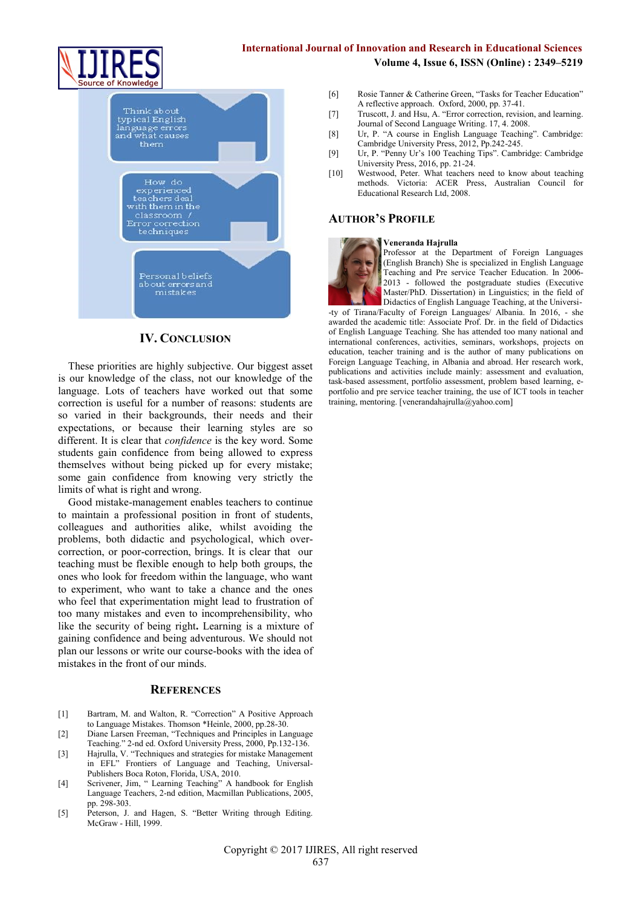Think about typical English language errors and what causes them

How do experienced teachers deal with them in the classroom / Error correction techniques

Personal beliefs about errors and mistakes

## IV. Conclusion

These priorities are highly subjective. Our biggest asset is our knowledge of the class, not our knowledge of the language. Lots of teachers have worked out that some correction is useful for a number of reasons: students are so varied in their backgrounds, their needs and their expectations, or because their learning styles are so different. It is clear that *confidence* is the key word. Some students gain confidence from being allowed to express themselves without being picked up for every mistake; some gain confidence from knowing very strictly the limits of what is right and wrong.

Good mistake-management enables teachers to continue to maintain a professional position in front of students, colleagues and authorities alike, whilst avoiding the problems, both didactic and psychological, which over-correction, or poor-correction, brings. It is clear that our teaching must be flexible enough to help both groups, the ones who look for freedom within the language, who want to experiment, who want to take a chance and the ones who feel that experimentation might lead to frustration of too many mistakes and even to incomprehensibility, who like the security of being right**.** Learning is a mixture of gaining confidence and being adventurous. We should not plan our lessons or write our course-books with the idea of mistakes in the front of our minds.

## References

[1] Bartram, M. and Walton, R. "Correction" A Positive Approach to Language Mistakes. Thomson *Heinle, 2000, pp.28-30.

[2] Diane Larsen Freeman, "Techniques and Principles in Language Teaching." 2-nd ed. Oxford University Press, 2000, Pp.132-136.

[3] Hajrulla, V. "Techniques and strategies for mistake Management in EFL" Frontiers of Language and Teaching, Universal-Publishers Boca Roton, Florida, USA, 2010.

[4] Scrivener, Jim, " Learning Teaching" A handbook for English Language Teachers, 2-nd edition, Macmillan Publications, 2005, pp. 298-303.

[5] Peterson, J. and Hagen, S. "Better Writing through Editing. McGraw - Hill, 1999.

[6] Rosie Tanner & Catherine Green, "Tasks for Teacher Education" A reflective approach. Oxford, 2000, pp. 37-41.

[7] Truscott, J. and Hsu, A. "Error correction, revision, and learning. Journal of Second Language Writing. 17, 4. 2008.

[8] Ur, P. "A course in English Language Teaching". Cambridge: Cambridge University Press, 2012, Pp.242-245.

[9] Ur, P. "Penny Ur's 100 Teaching Tips". Cambridge: Cambridge University Press, 2016, pp. 21-24.

[10] Westwood, Peter. What teachers need to know about teaching methods. Victoria: ACER Press, Australian Council for Educational Research Ltd, 2008.

## Author's Profile

**Veneranda Hajrulla**
Professor at the Department of Foreign Languages (English Branch) She is specialized in English Language Teaching and Pre service Teacher Education. In 2006-2013 - followed the postgraduate studies (Executive Master/PhD. Dissertation) in Linguistics; in the field of Didactics of English Language Teaching, at the University of Tirana/Faculty of Foreign Languages/ Albania. In 2016, - she awarded the academic title: Associate Prof. Dr. in the field of Didactics of English Language Teaching. She has attended too many national and international conferences, activities, seminars, workshops, projects on education, teacher training and is the author of many publications on Foreign Language Teaching, in Albania and abroad. Her research work, publications and activities include mainly: assessment and evaluation, task-based assessment, portfolio assessment, problem based learning, e-portfolio and pre service teacher training, the use of ICT tools in teacher training, mentoring. [venerandahajrulla@yahoo.com]